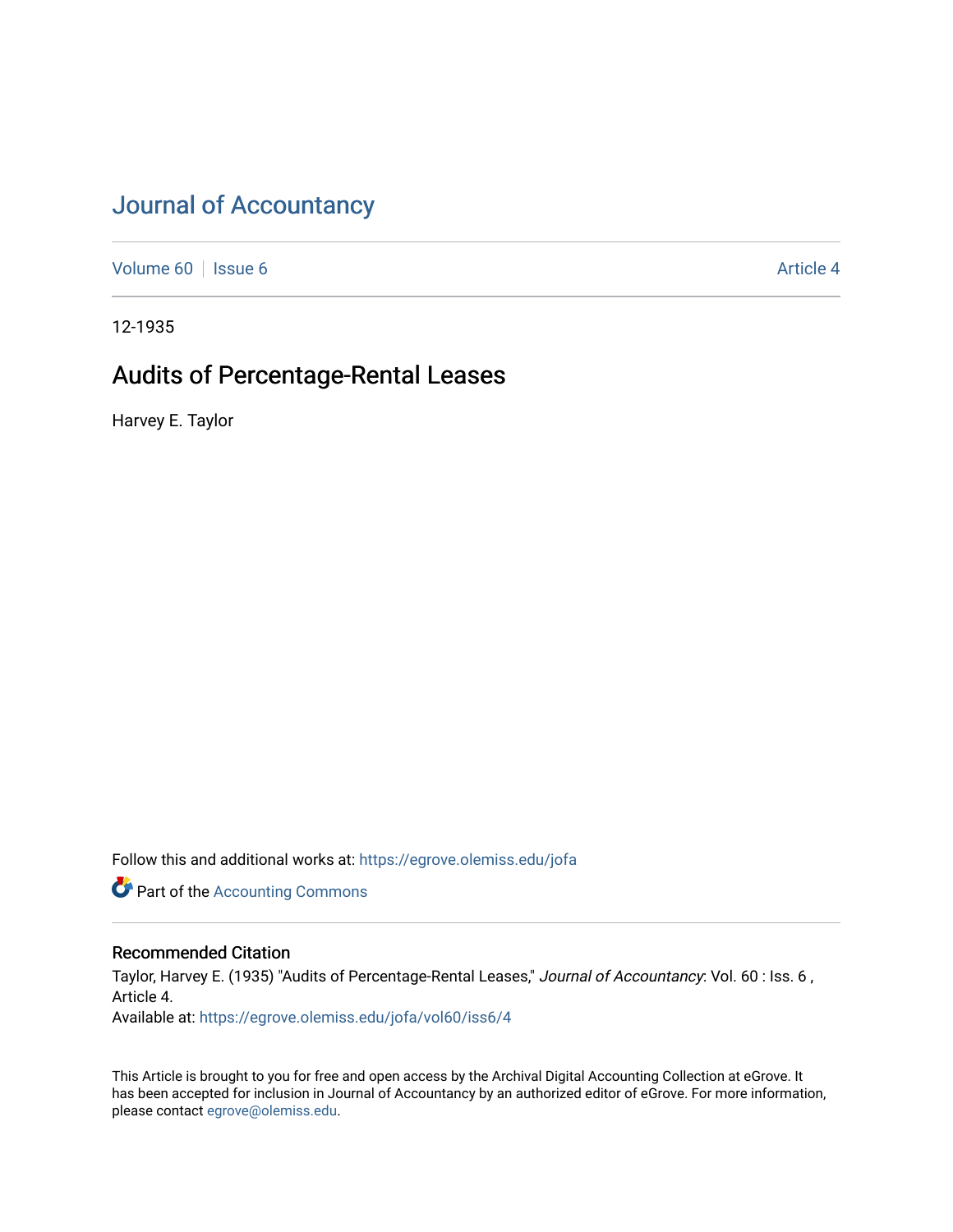# Journal of Accountancy

Volume 60 | Issue 6 | Article 4

12-1935

## Audits of Percentage-Rental Leases

Harvey E. Taylor

Follow this and additional works at: https://egrove.olemiss.edu/jofa

Part of the Accounting Commons

### Recommended Citation

Taylor, Harvey E. (1935) "Audits of Percentage-Rental Leases," *Journal of Accountancy*: Vol. 60 : Iss. 6 , Article 4.

Available at: https://egrove.olemiss.edu/jofa/vol60/iss6/4

This Article is brought to you for free and open access by the Archival Digital Accounting Collection at eGrove. It has been accepted for inclusion in Journal of Accountancy by an authorized editor of eGrove. For more information, please contact egrove@olemiss.edu.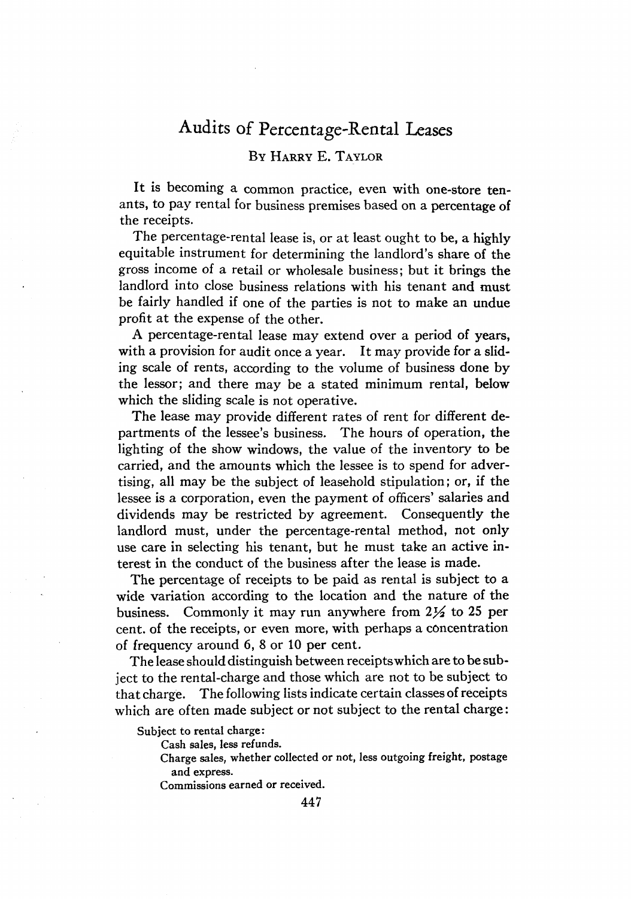# Audits of Percentage-Rental Leases

By Harry E. Taylor

It is becoming a common practice, even with one-store tenants, to pay rental for business premises based on a percentage of the receipts.

The percentage-rental lease is, or at least ought to be, a highly equitable instrument for determining the landlord's share of the gross income of a retail or wholesale business; but it brings the landlord into close business relations with his tenant and must be fairly handled if one of the parties is not to make an undue profit at the expense of the other.

A percentage-rental lease may extend over a period of years, with a provision for audit once a year. It may provide for a sliding scale of rents, according to the volume of business done by the lessor; and there may be a stated minimum rental, below which the sliding scale is not operative.

The lease may provide different rates of rent for different departments of the lessee's business. The hours of operation, the lighting of the show windows, the value of the inventory to be carried, and the amounts which the lessee is to spend for advertising, all may be the subject of leasehold stipulation; or, if the lessee is a corporation, even the payment of officers' salaries and dividends may be restricted by agreement. Consequently the landlord must, under the percentage-rental method, not only use care in selecting his tenant, but he must take an active interest in the conduct of the business after the lease is made.

The percentage of receipts to be paid as rental is subject to a wide variation according to the location and the nature of the business. Commonly it may run anywhere from 2½ to 25 per cent. of the receipts, or even more, with perhaps a concentration of frequency around 6, 8 or 10 per cent.

The lease should distinguish between receipts which are to be subject to the rental-charge and those which are not to be subject to that charge. The following lists indicate certain classes of receipts which are often made subject or not subject to the rental charge:

Subject to rental charge:

- Cash sales, less refunds.
- Charge sales, whether collected or not, less outgoing freight, postage and express.
- Commissions earned or received.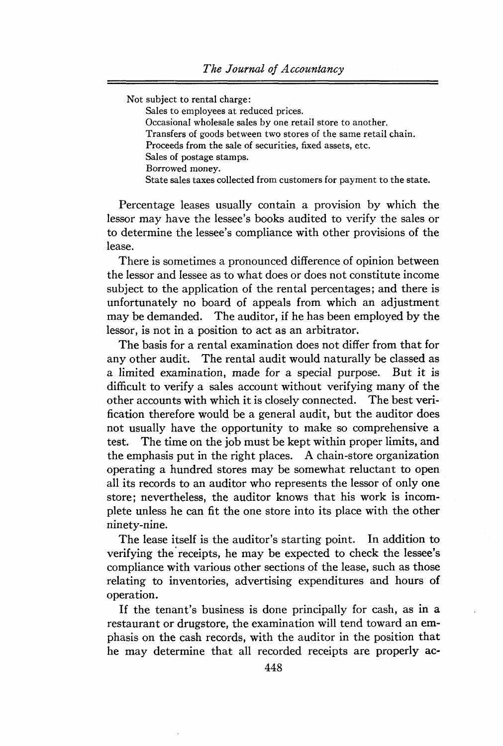Not subject to rental charge:

- Sales to employees at reduced prices.
- Occasional wholesale sales by one retail store to another.
- Transfers of goods between two stores of the same retail chain.
- Proceeds from the sale of securities, fixed assets, etc.
- Sales of postage stamps.
- Borrowed money.
- State sales taxes collected from customers for payment to the state.

Percentage leases usually contain a provision by which the lessor may have the lessee's books audited to verify the sales or to determine the lessee's compliance with other provisions of the lease.

There is sometimes a pronounced difference of opinion between the lessor and lessee as to what does or does not constitute income subject to the application of the rental percentages; and there is unfortunately no board of appeals from which an adjustment may be demanded. The auditor, if he has been employed by the lessor, is not in a position to act as an arbitrator.

The basis for a rental examination does not differ from that for any other audit. The rental audit would naturally be classed as a limited examination, made for a special purpose. But it is difficult to verify a sales account without verifying many of the other accounts with which it is closely connected. The best verification therefore would be a general audit, but the auditor does not usually have the opportunity to make so comprehensive a test. The time on the job must be kept within proper limits, and the emphasis put in the right places. A chain-store organization operating a hundred stores may be somewhat reluctant to open all its records to an auditor who represents the lessor of only one store; nevertheless, the auditor knows that his work is incomplete unless he can fit the one store into its place with the other ninety-nine.

The lease itself is the auditor's starting point. In addition to verifying the receipts, he may be expected to check the lessee's compliance with various other sections of the lease, such as those relating to inventories, advertising expenditures and hours of operation.

If the tenant's business is done principally for cash, as in a restaurant or drugstore, the examination will tend toward an emphasis on the cash records, with the auditor in the position that he may determine that all recorded receipts are properly ac-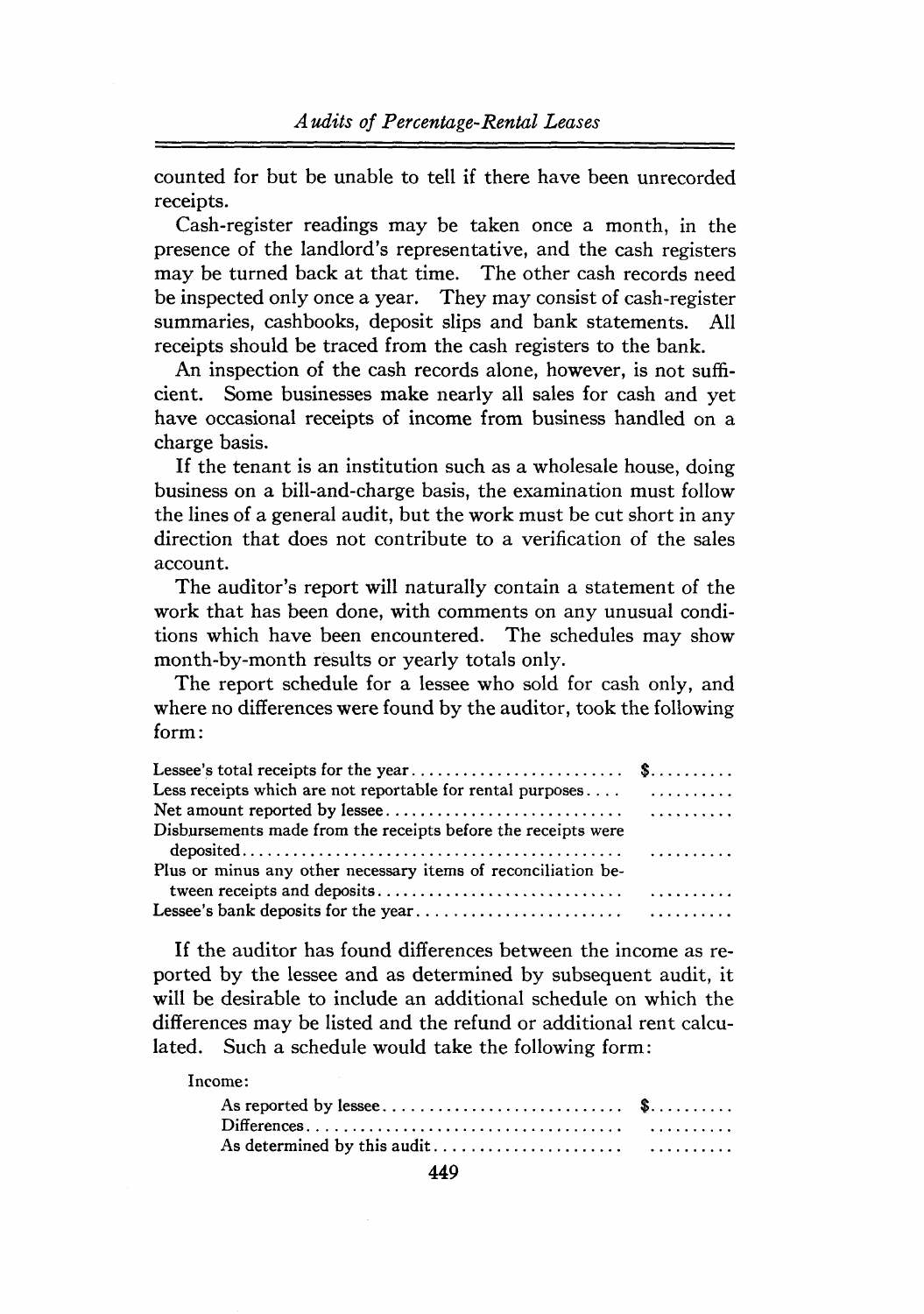counted for but be unable to tell if there have been unrecorded receipts.

Cash-register readings may be taken once a month, in the presence of the landlord's representative, and the cash registers may be turned back at that time. The other cash records need be inspected only once a year. They may consist of cash-register summaries, cashbooks, deposit slips and bank statements. All receipts should be traced from the cash registers to the bank.

An inspection of the cash records alone, however, is not sufficient. Some businesses make nearly all sales for cash and yet have occasional receipts of income from business handled on a charge basis.

If the tenant is an institution such as a wholesale house, doing business on a bill-and-charge basis, the examination must follow the lines of a general audit, but the work must be cut short in any direction that does not contribute to a verification of the sales account.

The auditor's report will naturally contain a statement of the work that has been done, with comments on any unusual conditions which have been encountered. The schedules may show month-by-month results or yearly totals only.

The report schedule for a lessee who sold for cash only, and where no differences were found by the auditor, took the following form:

| | |
|---|---|
| Lessee's total receipts for the year.......................... | $.......... |
| Less receipts which are not reportable for rental purposes.... | .......... |
| Net amount reported by lessee............................ | .......... |
| Disbursements made from the receipts before the receipts were deposited............................................ | .......... |
| Plus or minus any other necessary items of reconciliation between receipts and deposits............................ | .......... |
| Lessee's bank deposits for the year........................ | .......... |

If the auditor has found differences between the income as reported by the lessee and as determined by subsequent audit, it will be desirable to include an additional schedule on which the differences may be listed and the refund or additional rent calculated. Such a schedule would take the following form:

| | |
|---|---|
| Income: | |
| As reported by lessee............................ | $.......... |
| Differences.................................... | .......... |
| As determined by this audit...................... | .......... |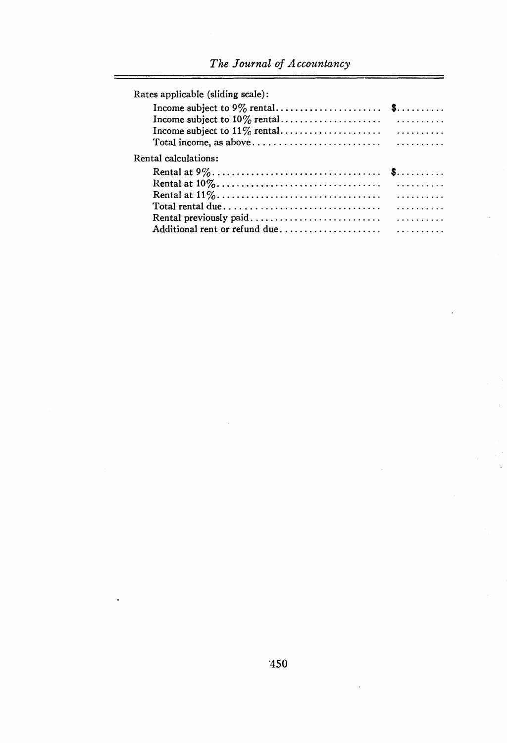Rates applicable (sliding scale):

| | |
|---|---|
| Income subject to 9% rental | $.......... |
| Income subject to 10% rental | .......... |
| Income subject to 11% rental | .......... |
| Total income, as above | .......... |

Rental calculations:

| | |
|---|---|
| Rental at 9% | $.......... |
| Rental at 10% | .......... |
| Rental at 11% | .......... |
| Total rental due | .......... |
| Rental previously paid | .......... |
| Additional rent or refund due | .......... |